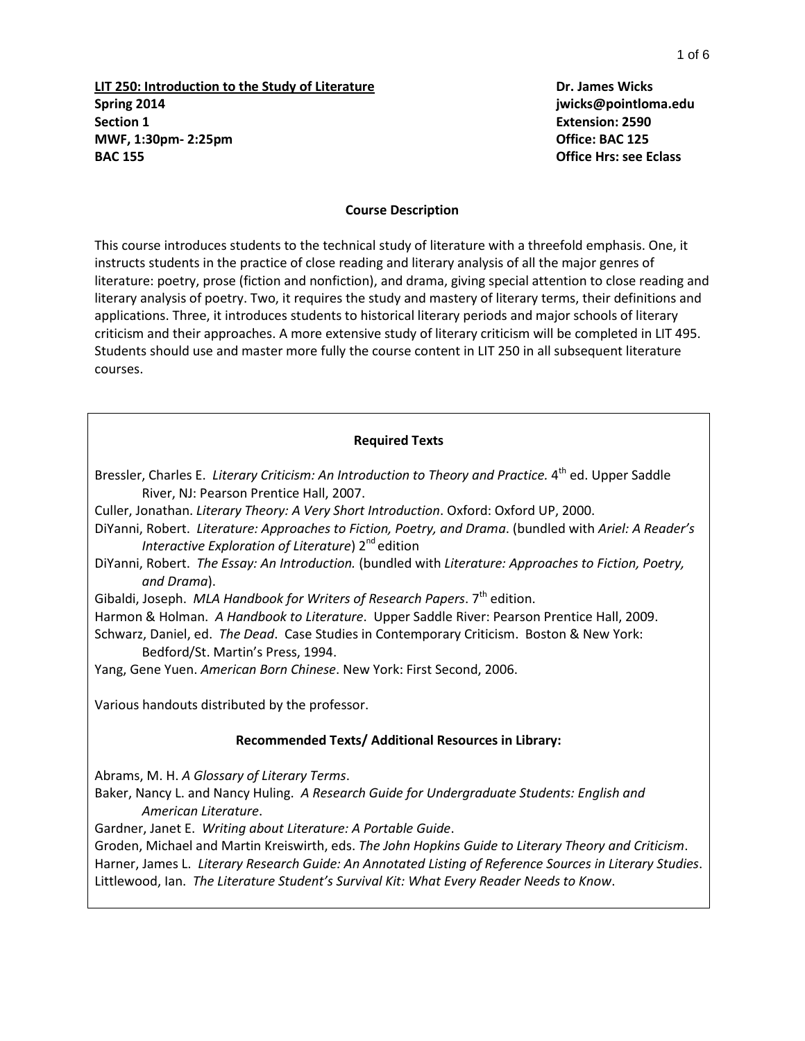**LIT 250: Introduction to the Study of Literature**
**Spring 2014**
**Section 1**
**MWF, 1:30pm- 2:25pm**
**BAC 155**

**Dr. James Wicks**
**jwicks@pointloma.edu**
**Extension: 2590**
**Office: BAC 125**
**Office Hrs: see Eclass**

## Course Description

This course introduces students to the technical study of literature with a threefold emphasis. One, it instructs students in the practice of close reading and literary analysis of all the major genres of literature: poetry, prose (fiction and nonfiction), and drama, giving special attention to close reading and literary analysis of poetry. Two, it requires the study and mastery of literary terms, their definitions and applications. Three, it introduces students to historical literary periods and major schools of literary criticism and their approaches. A more extensive study of literary criticism will be completed in LIT 495. Students should use and master more fully the course content in LIT 250 in all subsequent literature courses.

### Required Texts

Bressler, Charles E. *Literary Criticism: An Introduction to Theory and Practice.* 4th ed. Upper Saddle River, NJ: Pearson Prentice Hall, 2007.

Culler, Jonathan. *Literary Theory: A Very Short Introduction*. Oxford: Oxford UP, 2000.

DiYanni, Robert. *Literature: Approaches to Fiction, Poetry, and Drama*. (bundled with *Ariel: A Reader's Interactive Exploration of Literature*) 2nd edition

DiYanni, Robert. *The Essay: An Introduction.* (bundled with *Literature: Approaches to Fiction, Poetry, and Drama*).

Gibaldi, Joseph. *MLA Handbook for Writers of Research Papers*. 7th edition.

Harmon & Holman. *A Handbook to Literature*. Upper Saddle River: Pearson Prentice Hall, 2009.

Schwarz, Daniel, ed. *The Dead*. Case Studies in Contemporary Criticism. Boston & New York: Bedford/St. Martin's Press, 1994.

Yang, Gene Yuen. *American Born Chinese*. New York: First Second, 2006.

Various handouts distributed by the professor.

### Recommended Texts/ Additional Resources in Library:

Abrams, M. H. *A Glossary of Literary Terms*.

Baker, Nancy L. and Nancy Huling. *A Research Guide for Undergraduate Students: English and American Literature*.

Gardner, Janet E. *Writing about Literature: A Portable Guide*.

Groden, Michael and Martin Kreiswirth, eds. *The John Hopkins Guide to Literary Theory and Criticism*.

Harner, James L. *Literary Research Guide: An Annotated Listing of Reference Sources in Literary Studies*.

Littlewood, Ian. *The Literature Student's Survival Kit: What Every Reader Needs to Know*.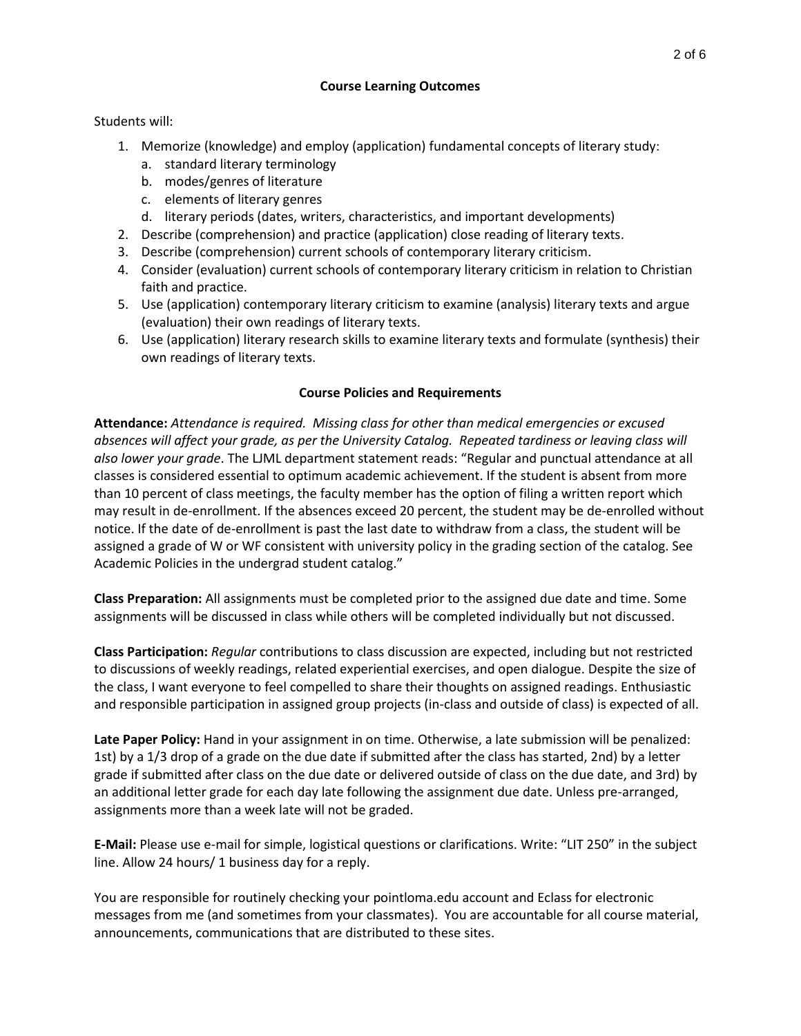## Course Learning Outcomes

Students will:

1. Memorize (knowledge) and employ (application) fundamental concepts of literary study:
   a. standard literary terminology
   b. modes/genres of literature
   c. elements of literary genres
   d. literary periods (dates, writers, characteristics, and important developments)
2. Describe (comprehension) and practice (application) close reading of literary texts.
3. Describe (comprehension) current schools of contemporary literary criticism.
4. Consider (evaluation) current schools of contemporary literary criticism in relation to Christian faith and practice.
5. Use (application) contemporary literary criticism to examine (analysis) literary texts and argue (evaluation) their own readings of literary texts.
6. Use (application) literary research skills to examine literary texts and formulate (synthesis) their own readings of literary texts.

## Course Policies and Requirements

**Attendance:** *Attendance is required. Missing class for other than medical emergencies or excused absences will affect your grade, as per the University Catalog. Repeated tardiness or leaving class will also lower your grade*. The LJML department statement reads: "Regular and punctual attendance at all classes is considered essential to optimum academic achievement. If the student is absent from more than 10 percent of class meetings, the faculty member has the option of filing a written report which may result in de-enrollment. If the absences exceed 20 percent, the student may be de-enrolled without notice. If the date of de-enrollment is past the last date to withdraw from a class, the student will be assigned a grade of W or WF consistent with university policy in the grading section of the catalog. See Academic Policies in the undergrad student catalog."

**Class Preparation:** All assignments must be completed prior to the assigned due date and time. Some assignments will be discussed in class while others will be completed individually but not discussed.

**Class Participation:** *Regular* contributions to class discussion are expected, including but not restricted to discussions of weekly readings, related experiential exercises, and open dialogue. Despite the size of the class, I want everyone to feel compelled to share their thoughts on assigned readings. Enthusiastic and responsible participation in assigned group projects (in-class and outside of class) is expected of all.

**Late Paper Policy:** Hand in your assignment in on time. Otherwise, a late submission will be penalized: 1st) by a 1/3 drop of a grade on the due date if submitted after the class has started, 2nd) by a letter grade if submitted after class on the due date or delivered outside of class on the due date, and 3rd) by an additional letter grade for each day late following the assignment due date. Unless pre-arranged, assignments more than a week late will not be graded.

**E-Mail:** Please use e-mail for simple, logistical questions or clarifications. Write: "LIT 250" in the subject line. Allow 24 hours/ 1 business day for a reply.

You are responsible for routinely checking your pointloma.edu account and Eclass for electronic messages from me (and sometimes from your classmates). You are accountable for all course material, announcements, communications that are distributed to these sites.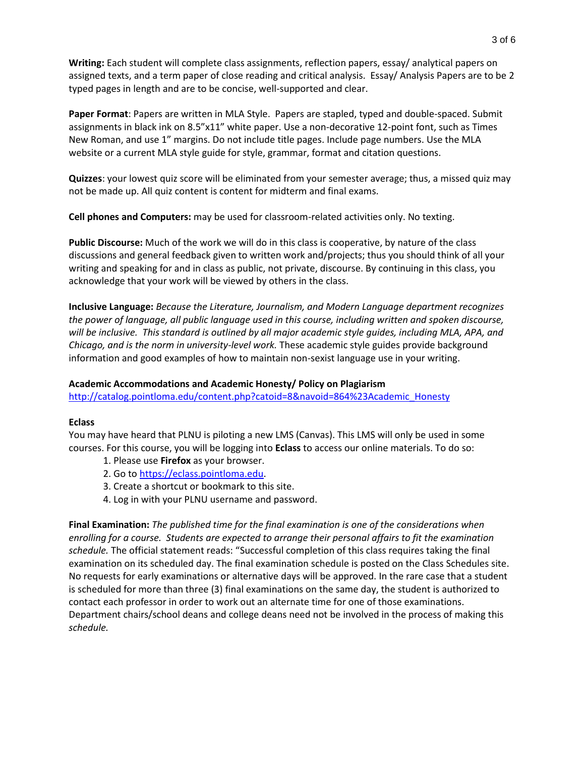**Writing:** Each student will complete class assignments, reflection papers, essay/ analytical papers on assigned texts, and a term paper of close reading and critical analysis. Essay/ Analysis Papers are to be 2 typed pages in length and are to be concise, well-supported and clear.

**Paper Format**: Papers are written in MLA Style. Papers are stapled, typed and double-spaced. Submit assignments in black ink on 8.5"x11" white paper. Use a non-decorative 12-point font, such as Times New Roman, and use 1" margins. Do not include title pages. Include page numbers. Use the MLA website or a current MLA style guide for style, grammar, format and citation questions.

**Quizzes**: your lowest quiz score will be eliminated from your semester average; thus, a missed quiz may not be made up. All quiz content is content for midterm and final exams.

**Cell phones and Computers:** may be used for classroom-related activities only. No texting.

**Public Discourse:** Much of the work we will do in this class is cooperative, by nature of the class discussions and general feedback given to written work and/projects; thus you should think of all your writing and speaking for and in class as public, not private, discourse. By continuing in this class, you acknowledge that your work will be viewed by others in the class.

**Inclusive Language:** *Because the Literature, Journalism, and Modern Language department recognizes the power of language, all public language used in this course, including written and spoken discourse, will be inclusive. This standard is outlined by all major academic style guides, including MLA, APA, and Chicago, and is the norm in university-level work.* These academic style guides provide background information and good examples of how to maintain non-sexist language use in your writing.

**Academic Accommodations and Academic Honesty/ Policy on Plagiarism**
[http://catalog.pointloma.edu/content.php?catoid=8&navoid=864%23Academic_Honesty](http://catalog.pointloma.edu/content.php?catoid=8&navoid=864%23Academic_Honesty)

**Eclass**
You may have heard that PLNU is piloting a new LMS (Canvas). This LMS will only be used in some courses. For this course, you will be logging into **Eclass** to access our online materials. To do so:

1. Please use **Firefox** as your browser.
2. Go to [https://eclass.pointloma.edu](https://eclass.pointloma.edu).
3. Create a shortcut or bookmark to this site.
4. Log in with your PLNU username and password.

**Final Examination:** *The published time for the final examination is one of the considerations when enrolling for a course. Students are expected to arrange their personal affairs to fit the examination schedule.* The official statement reads: "Successful completion of this class requires taking the final examination on its scheduled day. The final examination schedule is posted on the Class Schedules site. No requests for early examinations or alternative days will be approved. In the rare case that a student is scheduled for more than three (3) final examinations on the same day, the student is authorized to contact each professor in order to work out an alternate time for one of those examinations. Department chairs/school deans and college deans need not be involved in the process of making this *schedule.*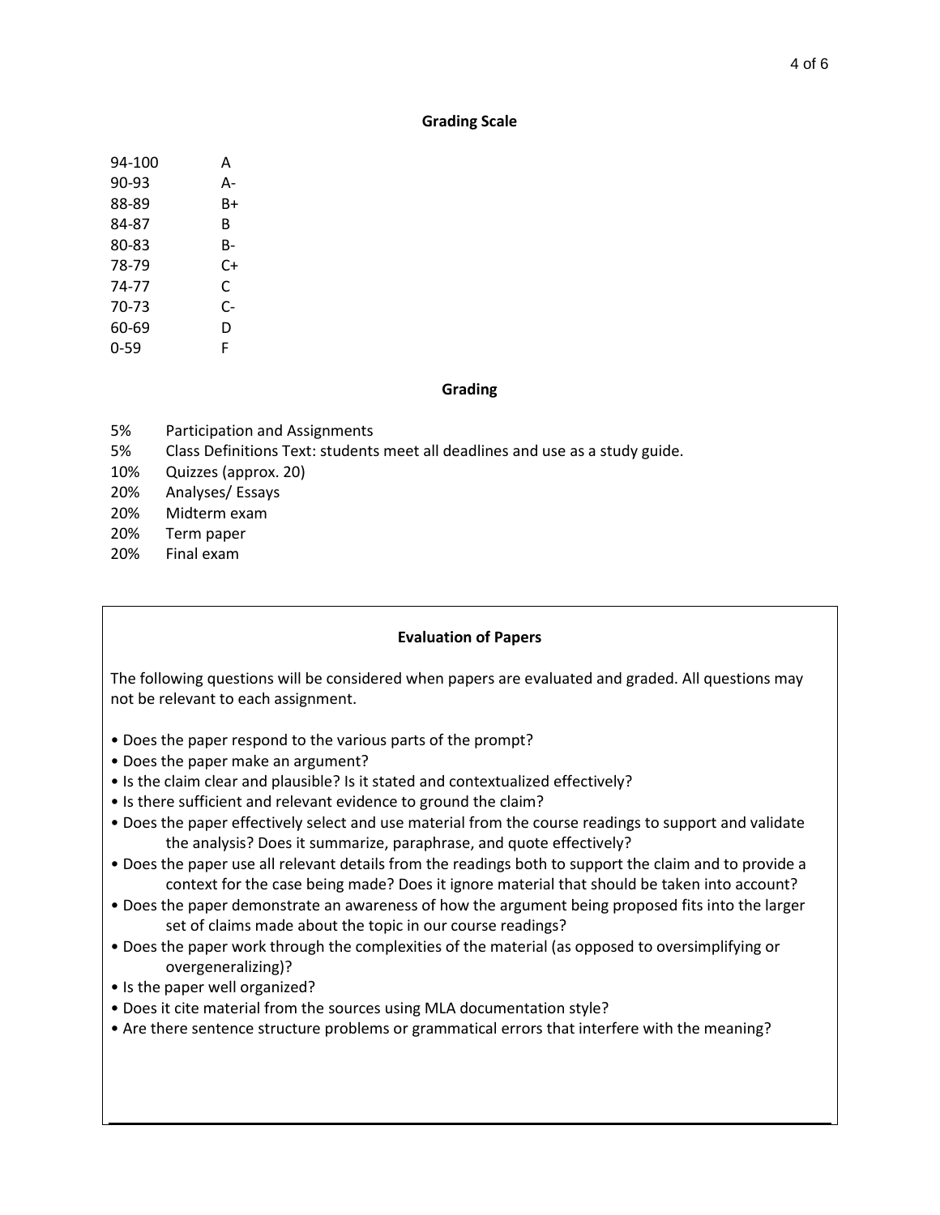## Grading Scale

| | |
|---|---|
| 94-100 | A |
| 90-93 | A- |
| 88-89 | B+ |
| 84-87 | B |
| 80-83 | B- |
| 78-79 | C+ |
| 74-77 | C |
| 70-73 | C- |
| 60-69 | D |
| 0-59 | F |

## Grading

| | |
|---|---|
| 5% | Participation and Assignments |
| 5% | Class Definitions Text: students meet all deadlines and use as a study guide. |
| 10% | Quizzes (approx. 20) |
| 20% | Analyses/ Essays |
| 20% | Midterm exam |
| 20% | Term paper |
| 20% | Final exam |

## Evaluation of Papers

The following questions will be considered when papers are evaluated and graded. All questions may not be relevant to each assignment.

- Does the paper respond to the various parts of the prompt?
- Does the paper make an argument?
- Is the claim clear and plausible? Is it stated and contextualized effectively?
- Is there sufficient and relevant evidence to ground the claim?
- Does the paper effectively select and use material from the course readings to support and validate the analysis? Does it summarize, paraphrase, and quote effectively?
- Does the paper use all relevant details from the readings both to support the claim and to provide a context for the case being made? Does it ignore material that should be taken into account?
- Does the paper demonstrate an awareness of how the argument being proposed fits into the larger set of claims made about the topic in our course readings?
- Does the paper work through the complexities of the material (as opposed to oversimplifying or overgeneralizing)?
- Is the paper well organized?
- Does it cite material from the sources using MLA documentation style?
- Are there sentence structure problems or grammatical errors that interfere with the meaning?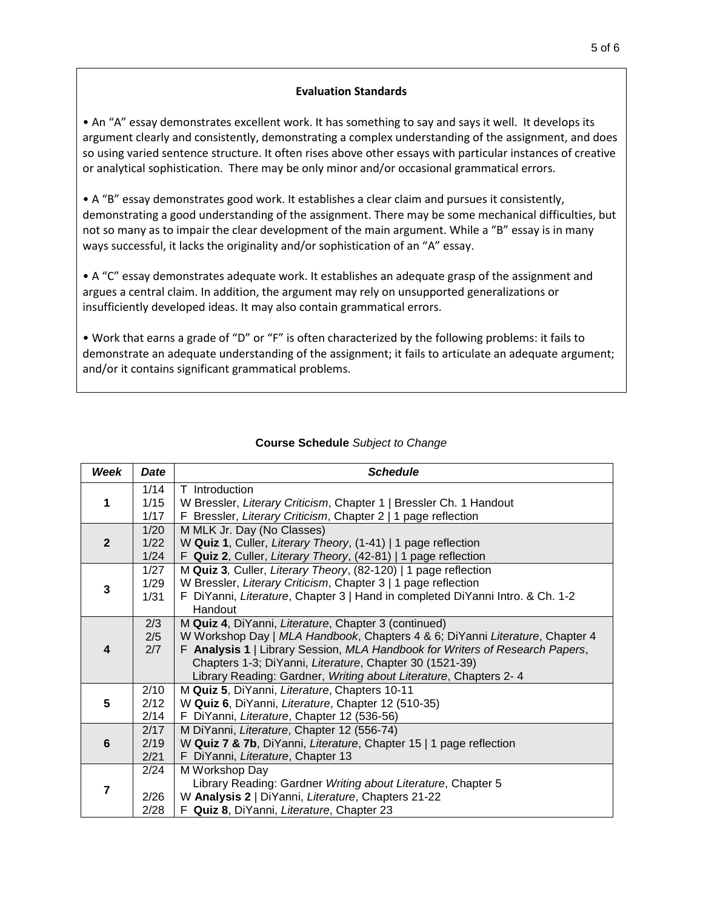### Evaluation Standards

• An "A" essay demonstrates excellent work. It has something to say and says it well. It develops its argument clearly and consistently, demonstrating a complex understanding of the assignment, and does so using varied sentence structure. It often rises above other essays with particular instances of creative or analytical sophistication. There may be only minor and/or occasional grammatical errors.

• A "B" essay demonstrates good work. It establishes a clear claim and pursues it consistently, demonstrating a good understanding of the assignment. There may be some mechanical difficulties, but not so many as to impair the clear development of the main argument. While a "B" essay is in many ways successful, it lacks the originality and/or sophistication of an "A" essay.

• A "C" essay demonstrates adequate work. It establishes an adequate grasp of the assignment and argues a central claim. In addition, the argument may rely on unsupported generalizations or insufficiently developed ideas. It may also contain grammatical errors.

• Work that earns a grade of "D" or "F" is often characterized by the following problems: it fails to demonstrate an adequate understanding of the assignment; it fails to articulate an adequate argument; and/or it contains significant grammatical problems.

**Course Schedule** *Subject to Change*

| ***Week*** | ***Date*** | ***Schedule*** |
|---|---|---|
| **1** | 1/14<br>1/15<br>1/17 | T Introduction<br>W Bressler, *Literary Criticism*, Chapter 1 \| Bressler Ch. 1 Handout<br>F Bressler, *Literary Criticism*, Chapter 2 \| 1 page reflection |
| **2** | 1/20<br>1/22<br>1/24 | M MLK Jr. Day (No Classes)<br>W **Quiz 1**, Culler, *Literary Theory*, (1-41) \| 1 page reflection<br>F **Quiz 2**, Culler, *Literary Theory*, (42-81) \| 1 page reflection |
| **3** | 1/27<br>1/29<br>1/31 | M **Quiz 3**, Culler, *Literary Theory*, (82-120) \| 1 page reflection<br>W Bressler, *Literary Criticism*, Chapter 3 \| 1 page reflection<br>F DiYanni, *Literature*, Chapter 3 \| Hand in completed DiYanni Intro. & Ch. 1-2 Handout |
| **4** | 2/3<br>2/5<br>2/7 | M **Quiz 4**, DiYanni, *Literature*, Chapter 3 (continued)<br>W Workshop Day \| *MLA Handbook*, Chapters 4 & 6; DiYanni *Literature*, Chapter 4<br>F **Analysis 1** \| Library Session, *MLA Handbook for Writers of Research Papers*, Chapters 1-3; DiYanni, *Literature*, Chapter 30 (1521-39)<br>Library Reading: Gardner, *Writing about Literature*, Chapters 2- 4 |
| **5** | 2/10<br>2/12<br>2/14 | M **Quiz 5**, DiYanni, *Literature*, Chapters 10-11<br>W **Quiz 6**, DiYanni, *Literature*, Chapter 12 (510-35)<br>F DiYanni, *Literature*, Chapter 12 (536-56) |
| **6** | 2/17<br>2/19<br>2/21 | M DiYanni, *Literature*, Chapter 12 (556-74)<br>W **Quiz 7 & 7b**, DiYanni, *Literature*, Chapter 15 \| 1 page reflection<br>F DiYanni, *Literature*, Chapter 13 |
| **7** | 2/24<br><br>2/26<br>2/28 | M Workshop Day<br>Library Reading: Gardner *Writing about Literature*, Chapter 5<br>W **Analysis 2** \| DiYanni, *Literature*, Chapters 21-22<br>F **Quiz 8**, DiYanni, *Literature*, Chapter 23 |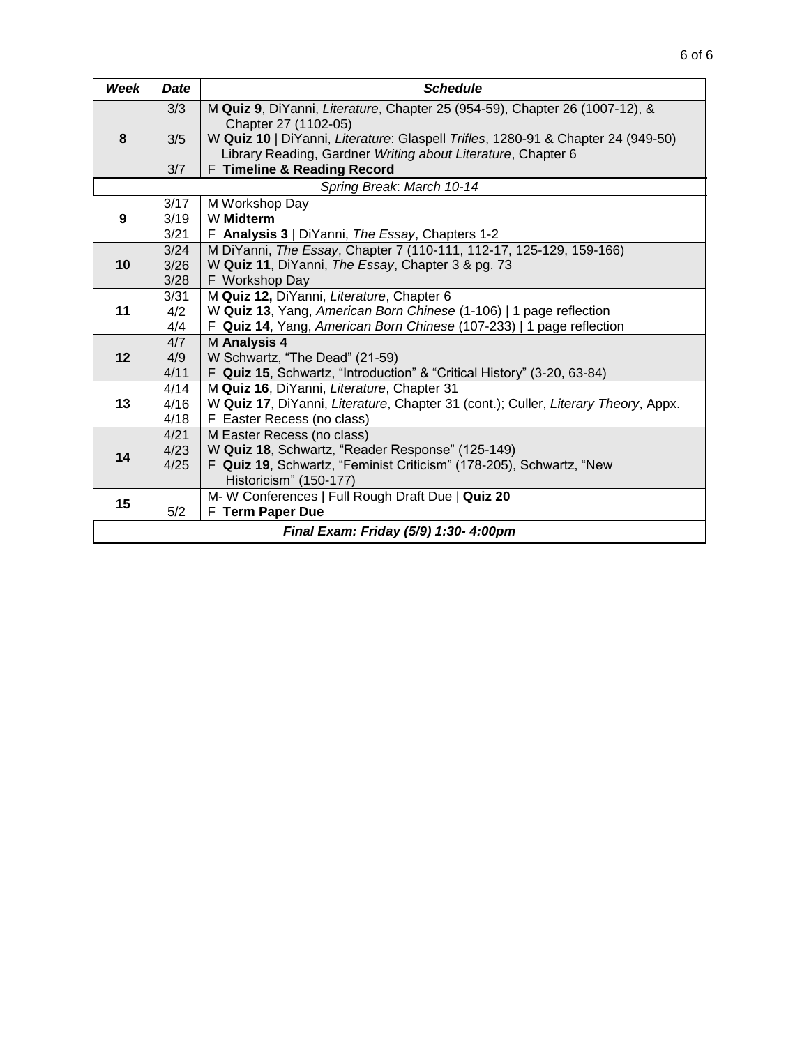| ***Week*** | ***Date*** | ***Schedule*** |
|---|---|---|
| **8** | 3/3 | M **Quiz 9**, DiYanni, *Literature*, Chapter 25 (954-59), Chapter 26 (1007-12), & Chapter 27 (1102-05) |
| | 3/5 | W **Quiz 10** \| DiYanni, *Literature*: Glaspell *Trifles*, 1280-91 & Chapter 24 (949-50) Library Reading, Gardner *Writing about Literature*, Chapter 6 |
| | 3/7 | F **Timeline & Reading Record** |
| | | *Spring Break*: March 10-14 |
| **9** | 3/17 | M Workshop Day |
| | 3/19 | W **Midterm** |
| | 3/21 | F **Analysis 3** \| DiYanni, *The Essay*, Chapters 1-2 |
| **10** | 3/24 | M DiYanni, *The Essay*, Chapter 7 (110-111, 112-17, 125-129, 159-166) |
| | 3/26 | W **Quiz 11**, DiYanni, *The Essay*, Chapter 3 & pg. 73 |
| | 3/28 | F Workshop Day |
| **11** | 3/31 | M **Quiz 12,** DiYanni, *Literature*, Chapter 6 |
| | 4/2 | W **Quiz 13**, Yang, *American Born Chinese* (1-106) \| 1 page reflection |
| | 4/4 | F **Quiz 14**, Yang, *American Born Chinese* (107-233) \| 1 page reflection |
| **12** | 4/7 | M **Analysis 4** |
| | 4/9 | W Schwartz, "The Dead" (21-59) |
| | 4/11 | F **Quiz 15**, Schwartz, "Introduction" & "Critical History" (3-20, 63-84) |
| **13** | 4/14 | M **Quiz 16**, DiYanni, *Literature*, Chapter 31 |
| | 4/16 | W **Quiz 17**, DiYanni, *Literature*, Chapter 31 (cont.); Culler, *Literary Theory*, Appx. |
| | 4/18 | F Easter Recess (no class) |
| **14** | 4/21 | M Easter Recess (no class) |
| | 4/23 | W **Quiz 18**, Schwartz, "Reader Response" (125-149) |
| | 4/25 | F **Quiz 19**, Schwartz, "Feminist Criticism" (178-205), Schwartz, "New Historicism" (150-177) |
| **15** | | M- W Conferences \| Full Rough Draft Due \| **Quiz 20** |
| | 5/2 | F **Term Paper Due** |
| | | ***Final Exam: Friday (5/9) 1:30- 4:00pm*** |